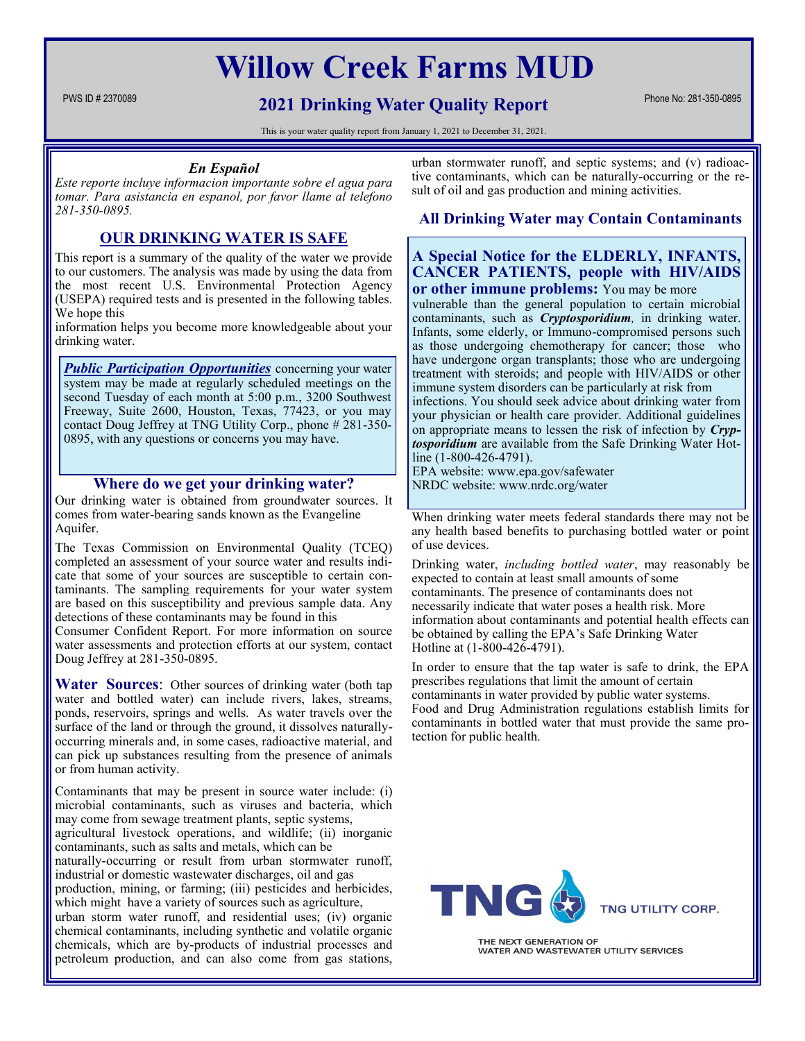# Willow Creek Farms MUD

PWS ID # 2370089

## 2021 Drinking Water Quality Report

Phone No: 281-350-0895

This is your water quality report from January 1, 2021 to December 31, 2021.

### *En Español*

*Este reporte incluye informacion importante sobre el agua para tomar. Para asistancia en espanol, por favor llame al telefono 281-350-0895.*

## OUR DRINKING WATER IS SAFE

This report is a summary of the quality of the water we provide to our customers. The analysis was made by using the data from the most recent U.S. Environmental Protection Agency (USEPA) required tests and is presented in the following tables. We hope this information helps you become more knowledgeable about your drinking water.

***Public Participation Opportunities*** concerning your water system may be made at regularly scheduled meetings on the second Tuesday of each month at 5:00 p.m., 3200 Southwest Freeway, Suite 2600, Houston, Texas, 77423, or you may contact Doug Jeffrey at TNG Utility Corp., phone # 281-350-0895, with any questions or concerns you may have.

### Where do we get your drinking water?

Our drinking water is obtained from groundwater sources. It comes from water-bearing sands known as the Evangeline Aquifer.

The Texas Commission on Environmental Quality (TCEQ) completed an assessment of your source water and results indicate that some of your sources are susceptible to certain contaminants. The sampling requirements for your water system are based on this susceptibility and previous sample data. Any detections of these contaminants may be found in this Consumer Confident Report. For more information on source water assessments and protection efforts at our system, contact Doug Jeffrey at 281-350-0895.

**Water Sources**: Other sources of drinking water (both tap water and bottled water) can include rivers, lakes, streams, ponds, reservoirs, springs and wells. As water travels over the surface of the land or through the ground, it dissolves naturally-occurring minerals and, in some cases, radioactive material, and can pick up substances resulting from the presence of animals or from human activity.

Contaminants that may be present in source water include: (i) microbial contaminants, such as viruses and bacteria, which may come from sewage treatment plants, septic systems, agricultural livestock operations, and wildlife; (ii) inorganic contaminants, such as salts and metals, which can be naturally-occurring or result from urban stormwater runoff, industrial or domestic wastewater discharges, oil and gas production, mining, or farming; (iii) pesticides and herbicides, which might have a variety of sources such as agriculture, urban storm water runoff, and residential uses; (iv) organic chemical contaminants, including synthetic and volatile organic chemicals, which are by-products of industrial processes and petroleum production, and can also come from gas stations, urban stormwater runoff, and septic systems; and (v) radioactive contaminants, which can be naturally-occurring or the result of oil and gas production and mining activities.

### All Drinking Water may Contain Contaminants

**A Special Notice for the ELDERLY, INFANTS, CANCER PATIENTS, people with HIV/AIDS or other immune problems:** You may be more vulnerable than the general population to certain microbial contaminants, such as ***Cryptosporidium***, in drinking water. Infants, some elderly, or Immuno-compromised persons such as those undergoing chemotherapy for cancer; those who have undergone organ transplants; those who are undergoing treatment with steroids; and people with HIV/AIDS or other immune system disorders can be particularly at risk from infections. You should seek advice about drinking water from your physician or health care provider. Additional guidelines on appropriate means to lessen the risk of infection by ***Cryptosporidium*** are available from the Safe Drinking Water Hotline (1-800-426-4791).
EPA website: www.epa.gov/safewater
NRDC website: www.nrdc.org/water

When drinking water meets federal standards there may not be any health based benefits to purchasing bottled water or point of use devices.

Drinking water, *including bottled water*, may reasonably be expected to contain at least small amounts of some contaminants. The presence of contaminants does not necessarily indicate that water poses a health risk. More information about contaminants and potential health effects can be obtained by calling the EPA's Safe Drinking Water Hotline at (1-800-426-4791).

In order to ensure that the tap water is safe to drink, the EPA prescribes regulations that limit the amount of certain contaminants in water provided by public water systems. Food and Drug Administration regulations establish limits for contaminants in bottled water that must provide the same protection for public health.

TNG UTILITY CORP.

THE NEXT GENERATION OF WATER AND WASTEWATER UTILITY SERVICES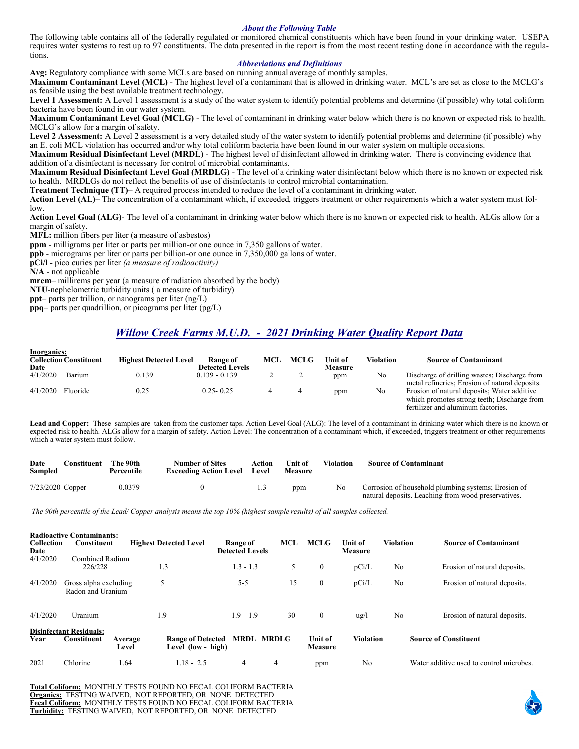### *About the Following Table*

The following table contains all of the federally regulated or monitored chemical constituents which have been found in your drinking water. USEPA requires water systems to test up to 97 constituents. The data presented in the report is from the most recent testing done in accordance with the regulations.

### *Abbreviations and Definitions*

**Avg:** Regulatory compliance with some MCLs are based on running annual average of monthly samples.

**Maximum Contaminant Level (MCL)** - The highest level of a contaminant that is allowed in drinking water. MCL's are set as close to the MCLG's as feasible using the best available treatment technology.

**Level 1 Assessment:** A Level 1 assessment is a study of the water system to identify potential problems and determine (if possible) why total coliform bacteria have been found in our water system.

**Maximum Contaminant Level Goal (MCLG)** - The level of contaminant in drinking water below which there is no known or expected risk to health. MCLG's allow for a margin of safety.

**Level 2 Assessment:** A Level 2 assessment is a very detailed study of the water system to identify potential problems and determine (if possible) why an E. coli MCL violation has occurred and/or why total coliform bacteria have been found in our water system on multiple occasions.

**Maximum Residual Disinfectant Level (MRDL)** - The highest level of disinfectant allowed in drinking water. There is convincing evidence that addition of a disinfectant is necessary for control of microbial contaminants.

**Maximum Residual Disinfectant Level Goal (MRDLG)** - The level of a drinking water disinfectant below which there is no known or expected risk to health. MRDLGs do not reflect the benefits of use of disinfectants to control microbial contamination.

**Treatment Technique (TT)**– A required process intended to reduce the level of a contaminant in drinking water.

**Action Level (AL)**– The concentration of a contaminant which, if exceeded, triggers treatment or other requirements which a water system must follow.

**Action Level Goal (ALG)**- The level of a contaminant in drinking water below which there is no known or expected risk to health. ALGs allow for a margin of safety.

**MFL:** million fibers per liter (a measure of asbestos)

**ppm** - milligrams per liter or parts per million-or one ounce in 7,350 gallons of water.

**ppb** - micrograms per liter or parts per billion-or one ounce in 7,350,000 gallons of water.

**pCi/l -** pico curies per liter *(a measure of radioactivity)*

**N/A** - not applicable

**mrem**– millirems per year (a measure of radiation absorbed by the body)

**NTU**-nephelometric turbidity units ( a measure of turbidity)

**ppt**– parts per trillion, or nanograms per liter (ng/L)

**ppq**– parts per quadrillion, or picograms per liter (pg/L)

## *Willow Creek Farms M.U.D. - 2021 Drinking Water Quality Report Data*

**Inorganics:**

| Collection Date | Constituent | Highest Detected Level | Range of Detected Levels | MCL | MCLG | Unit of Measure | Violation | Source of Contaminant |
|---|---|---|---|---|---|---|---|---|
| 4/1/2020 | Barium | 0.139 | 0.139 - 0.139 | 2 | 2 | ppm | No | Discharge of drilling wastes; Discharge from metal refineries; Erosion of natural deposits. |
| 4/1/2020 | Fluoride | 0.25 | 0.25- 0.25 | 4 | 4 | ppm | No | Erosion of natural deposits; Water additive which promotes strong teeth; Discharge from fertilizer and aluminum factories. |

**Lead and Copper:** These samples are taken from the customer taps. Action Level Goal (ALG): The level of a contaminant in drinking water which there is no known or expected risk to health. ALGs allow for a margin of safety. Action Level: The concentration of a contaminant which, if exceeded, triggers treatment or other requirements which a water system must follow.

| Date Sampled | Constituent | The 90th Percentile | Number of Sites Exceeding Action Level | Action Level | Unit of Measure | Violation | Source of Contaminant |
|---|---|---|---|---|---|---|---|
| 7/23/2020 | Copper | 0.0379 | 0 | 1.3 | ppm | No | Corrosion of household plumbing systems; Erosion of natural deposits. Leaching from wood preservatives. |

*The 90th percentile of the Lead/ Copper analysis means the top 10% (highest sample results) of all samples collected.*

**Radioactive Contaminants:**

| Collection Date | Constituent | Highest Detected Level | Range of Detected Levels | MCL | MCLG | Unit of Measure | Violation | Source of Contaminant |
|---|---|---|---|---|---|---|---|---|
| 4/1/2020 | Combined Radium 226/228 | 1.3 | 1.3 - 1.3 | 5 | 0 | pCi/L | No | Erosion of natural deposits. |
| 4/1/2020 | Gross alpha excluding Radon and Uranium | 5 | 5-5 | 15 | 0 | pCi/L | No | Erosion of natural deposits. |
| 4/1/2020 | Uranium | 1.9 | 1.9—1.9 | 30 | 0 | ug/l | No | Erosion of natural deposits. |

**Disinfectant Residuals:**

| Year | Constituent | Average Level | Range of Detected Level (low - high) | MRDL | MRDLG | Unit of Measure | Violation | Source of Constituent |
|---|---|---|---|---|---|---|---|---|
| 2021 | Chlorine | 1.64 | 1.18 - 2.5 | 4 | 4 | ppm | No | Water additive used to control microbes. |

**Total Coliform:** MONTHLY TESTS FOUND NO FECAL COLIFORM BACTERIA
**Organics:** TESTING WAIVED, NOT REPORTED, OR NONE DETECTED
**Fecal Coliform:** MONTHLY TESTS FOUND NO FECAL COLIFORM BACTERIA
**Turbidity:** TESTING WAIVED, NOT REPORTED, OR NONE DETECTED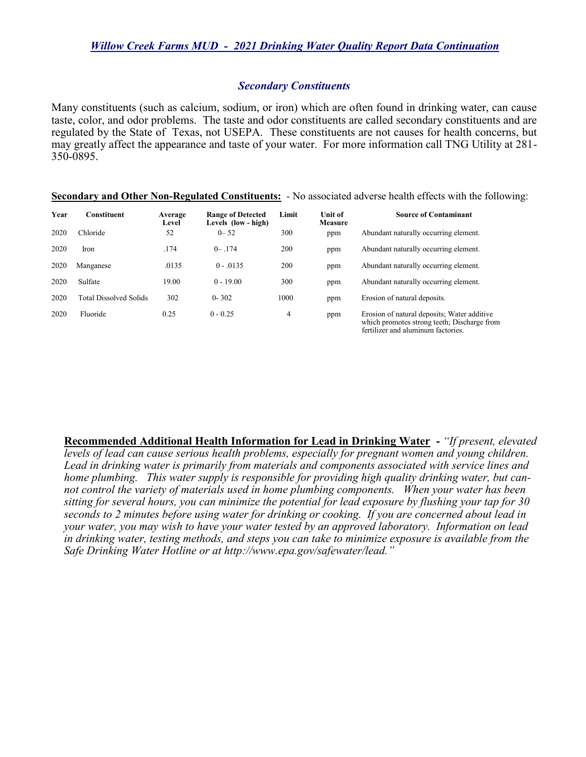## *Willow Creek Farms MUD - 2021 Drinking Water Quality Report Data Continuation*

### *Secondary Constituents*

Many constituents (such as calcium, sodium, or iron) which are often found in drinking water, can cause taste, color, and odor problems. The taste and odor constituents are called secondary constituents and are regulated by the State of Texas, not USEPA. These constituents are not causes for health concerns, but may greatly affect the appearance and taste of your water. For more information call TNG Utility at 281-350-0895.

**Secondary and Other Non-Regulated Constituents:** - No associated adverse health effects with the following:

| Year | Constituent | Average Level | Range of Detected Levels (low - high) | Limit | Unit of Measure | Source of Contaminant |
|---|---|---|---|---|---|---|
| 2020 | Chloride | 52 | 0– 52 | 300 | ppm | Abundant naturally occurring element. |
| 2020 | Iron | .174 | 0– .174 | 200 | ppm | Abundant naturally occurring element. |
| 2020 | Manganese | .0135 | 0 - .0135 | 200 | ppm | Abundant naturally occurring element. |
| 2020 | Sulfate | 19.00 | 0 - 19.00 | 300 | ppm | Abundant naturally occurring element. |
| 2020 | Total Dissolved Solids | 302 | 0- 302 | 1000 | ppm | Erosion of natural deposits. |
| 2020 | Fluoride | 0.25 | 0 - 0.25 | 4 | ppm | Erosion of natural deposits; Water additive which promotes strong teeth; Discharge from fertilizer and aluminum factories. |

**Recommended Additional Health Information for Lead in Drinking Water** - *"If present, elevated levels of lead can cause serious health problems, especially for pregnant women and young children. Lead in drinking water is primarily from materials and components associated with service lines and home plumbing. This water supply is responsible for providing high quality drinking water, but cannot control the variety of materials used in home plumbing components. When your water has been sitting for several hours, you can minimize the potential for lead exposure by flushing your tap for 30 seconds to 2 minutes before using water for drinking or cooking. If you are concerned about lead in your water, you may wish to have your water tested by an approved laboratory. Information on lead in drinking water, testing methods, and steps you can take to minimize exposure is available from the Safe Drinking Water Hotline or at http://www.epa.gov/safewater/lead."*